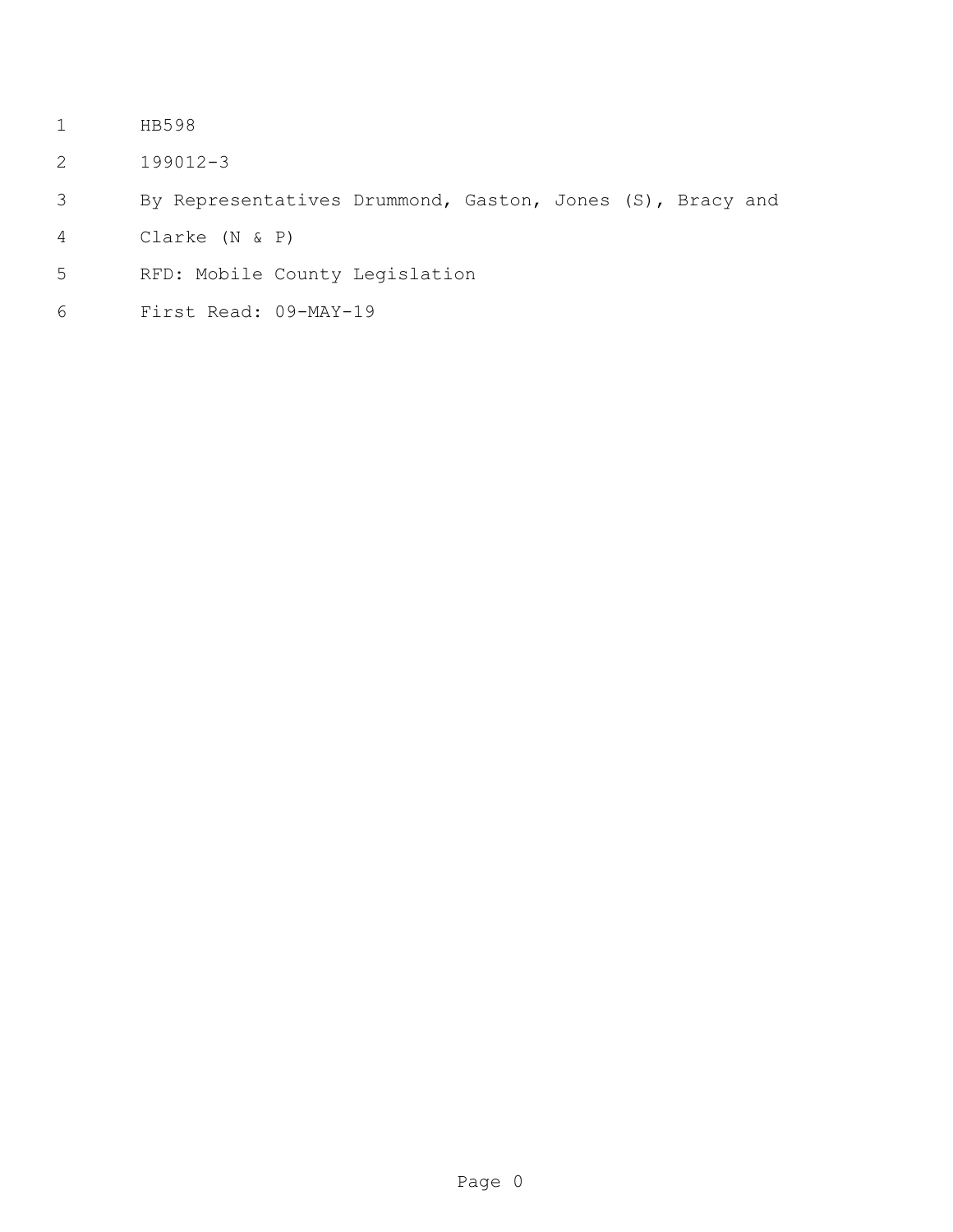HB598

199012-3

By Representatives Drummond, Gaston, Jones (S), Bracy and Clarke (N & P)

RFD: Mobile County Legislation

First Read: 09-MAY-19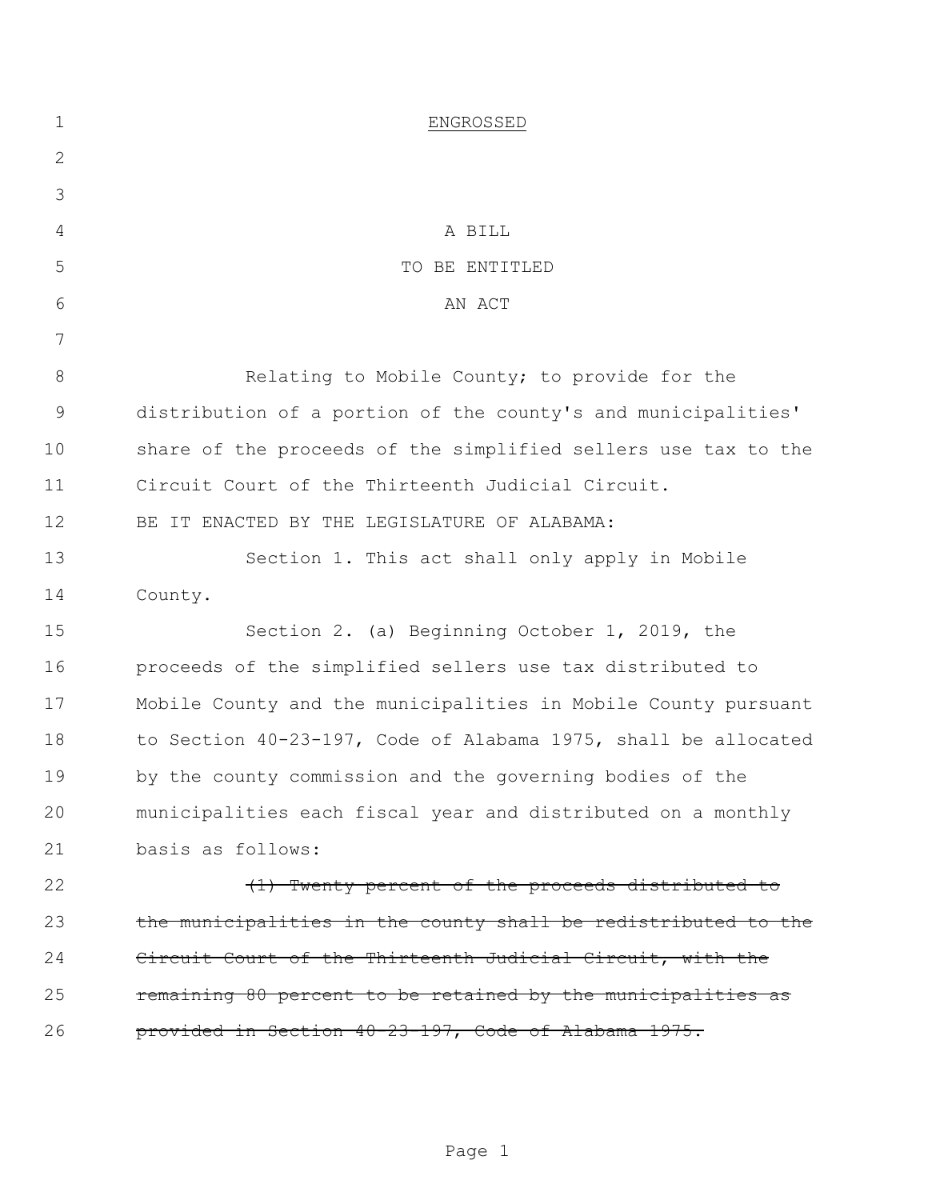ENGROSSED

A BILL

TO BE ENTITLED

AN ACT

Relating to Mobile County; to provide for the distribution of a portion of the county's and municipalities' share of the proceeds of the simplified sellers use tax to the Circuit Court of the Thirteenth Judicial Circuit.

BE IT ENACTED BY THE LEGISLATURE OF ALABAMA:

Section 1. This act shall only apply in Mobile County.

Section 2. (a) Beginning October 1, 2019, the proceeds of the simplified sellers use tax distributed to Mobile County and the municipalities in Mobile County pursuant to Section 40-23-197, Code of Alabama 1975, shall be allocated by the county commission and the governing bodies of the municipalities each fiscal year and distributed on a monthly basis as follows:

~~(1) Twenty percent of the proceeds distributed to the municipalities in the county shall be redistributed to the Circuit Court of the Thirteenth Judicial Circuit, with the remaining 80 percent to be retained by the municipalities as provided in Section 40-23-197, Code of Alabama 1975.~~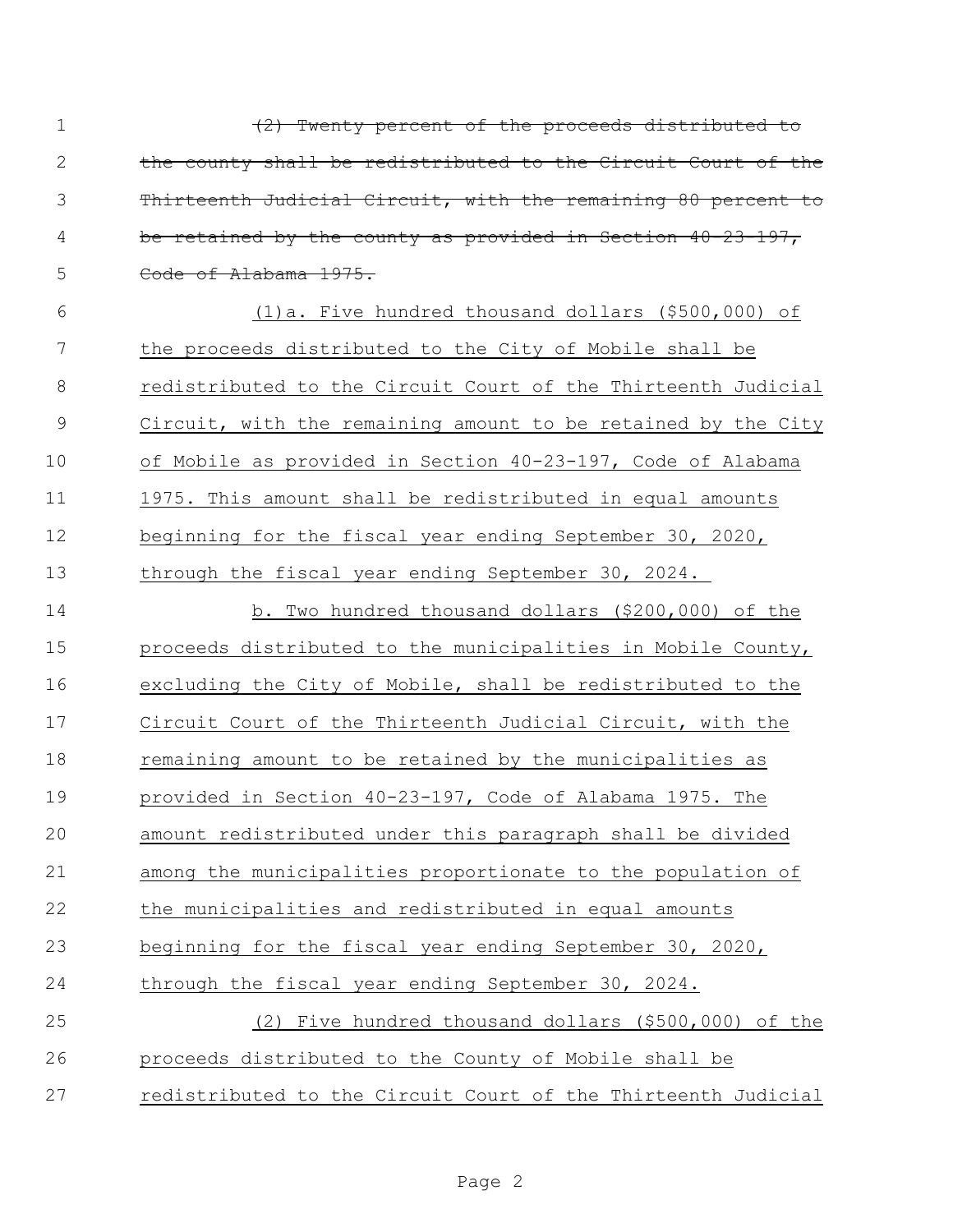~~(2) Twenty percent of the proceeds distributed to the county shall be redistributed to the Circuit Court of the Thirteenth Judicial Circuit, with the remaining 80 percent to be retained by the county as provided in Section 40-23-197, Code of Alabama 1975.~~

<u>(1)a. Five hundred thousand dollars ($500,000) of the proceeds distributed to the City of Mobile shall be redistributed to the Circuit Court of the Thirteenth Judicial Circuit, with the remaining amount to be retained by the City of Mobile as provided in Section 40-23-197, Code of Alabama 1975. This amount shall be redistributed in equal amounts beginning for the fiscal year ending September 30, 2020, through the fiscal year ending September 30, 2024.</u>

<u>b. Two hundred thousand dollars ($200,000) of the proceeds distributed to the municipalities in Mobile County, excluding the City of Mobile, shall be redistributed to the Circuit Court of the Thirteenth Judicial Circuit, with the remaining amount to be retained by the municipalities as provided in Section 40-23-197, Code of Alabama 1975. The amount redistributed under this paragraph shall be divided among the municipalities proportionate to the population of the municipalities and redistributed in equal amounts beginning for the fiscal year ending September 30, 2020, through the fiscal year ending September 30, 2024.</u>

<u>(2) Five hundred thousand dollars ($500,000) of the proceeds distributed to the County of Mobile shall be redistributed to the Circuit Court of the Thirteenth Judicial</u>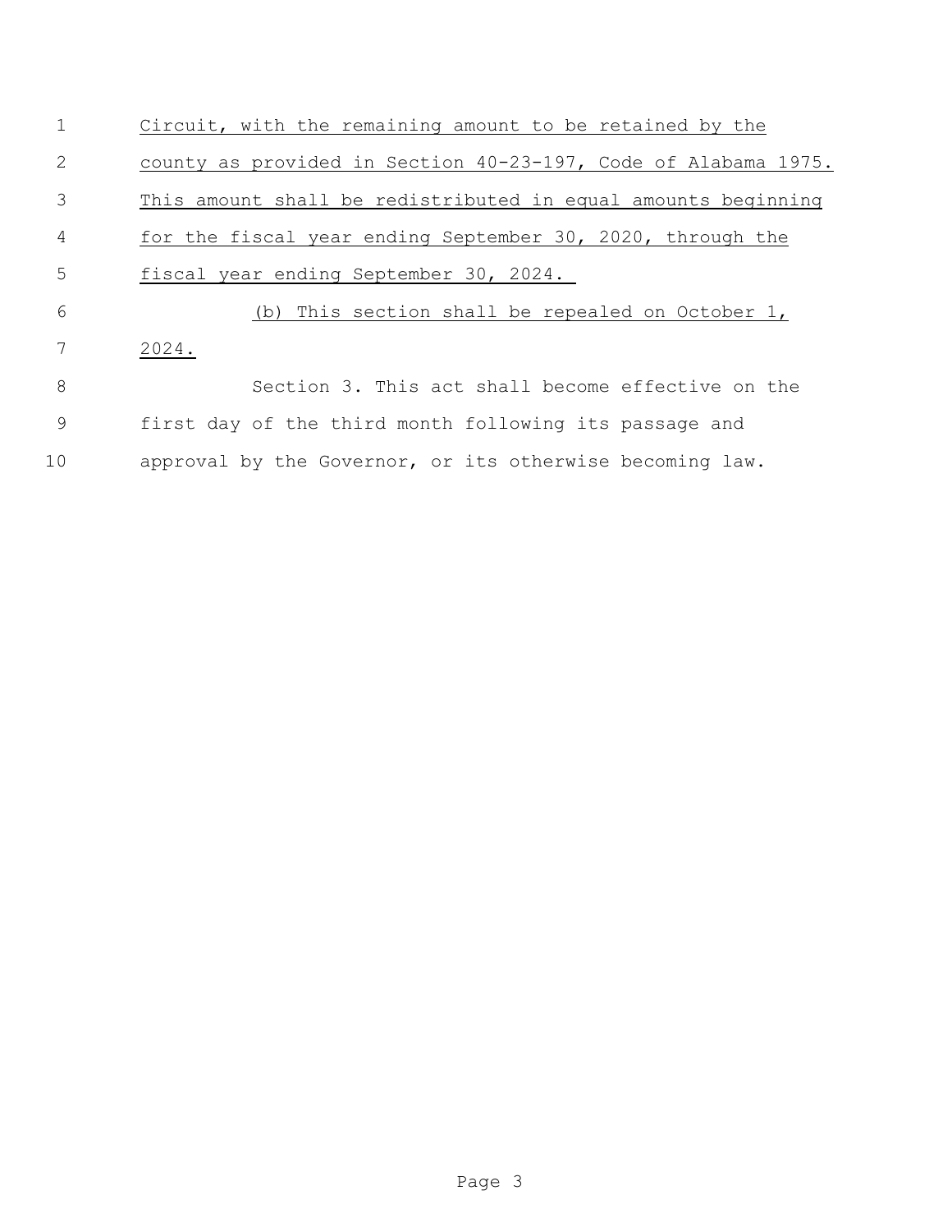Circuit, with the remaining amount to be retained by the county as provided in Section 40-23-197, Code of Alabama 1975. This amount shall be redistributed in equal amounts beginning for the fiscal year ending September 30, 2020, through the fiscal year ending September 30, 2024.

(b) This section shall be repealed on October 1, 2024.

Section 3. This act shall become effective on the first day of the third month following its passage and approval by the Governor, or its otherwise becoming law.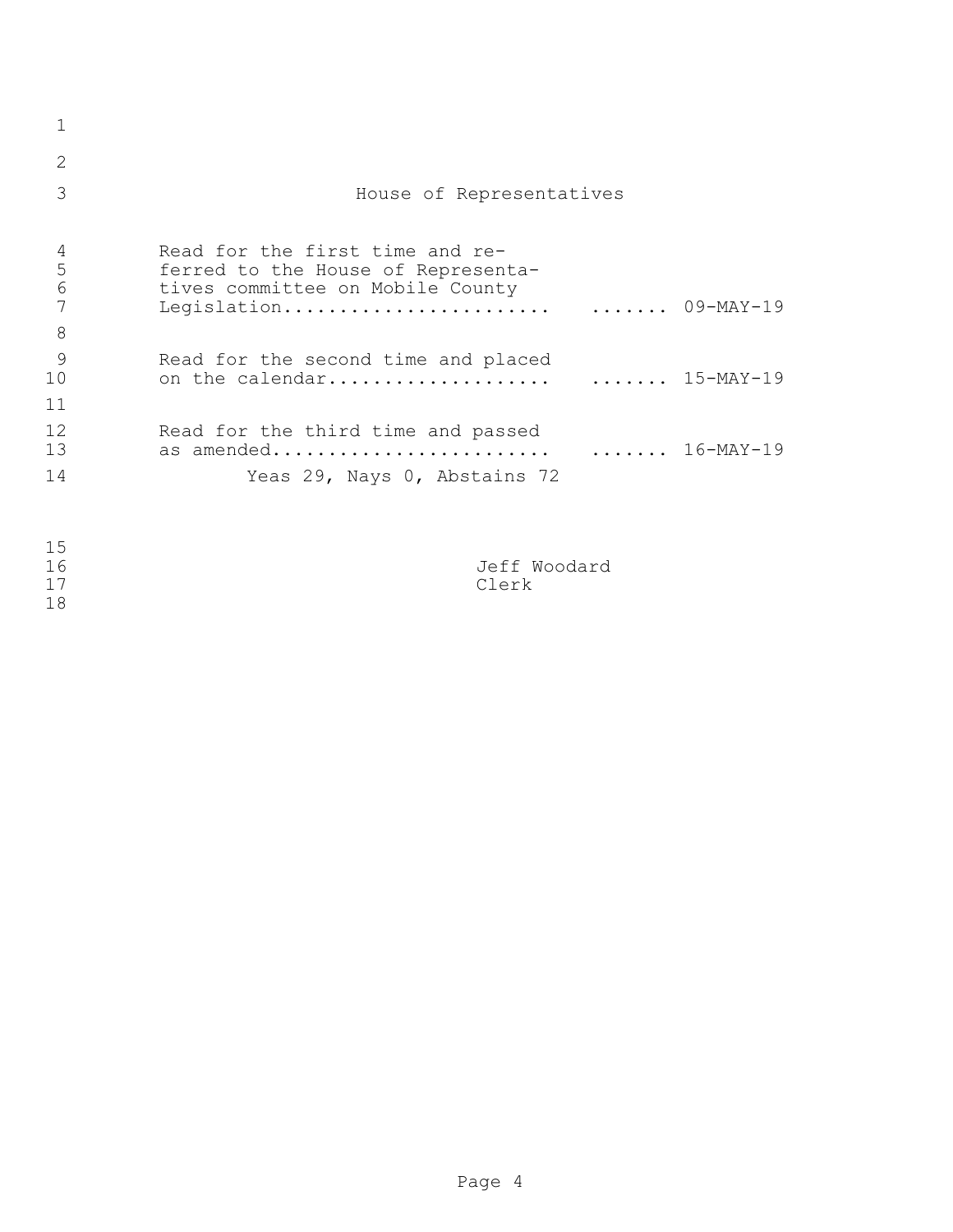House of Representatives

Read for the first time and referred to the House of Representatives committee on Mobile County Legislation........................ ....... 09-MAY-19

Read for the second time and placed on the calendar.................... ....... 15-MAY-19

Read for the third time and passed as amended........................ ....... 16-MAY-19

Yeas 29, Nays 0, Abstains 72

Jeff Woodard
Clerk